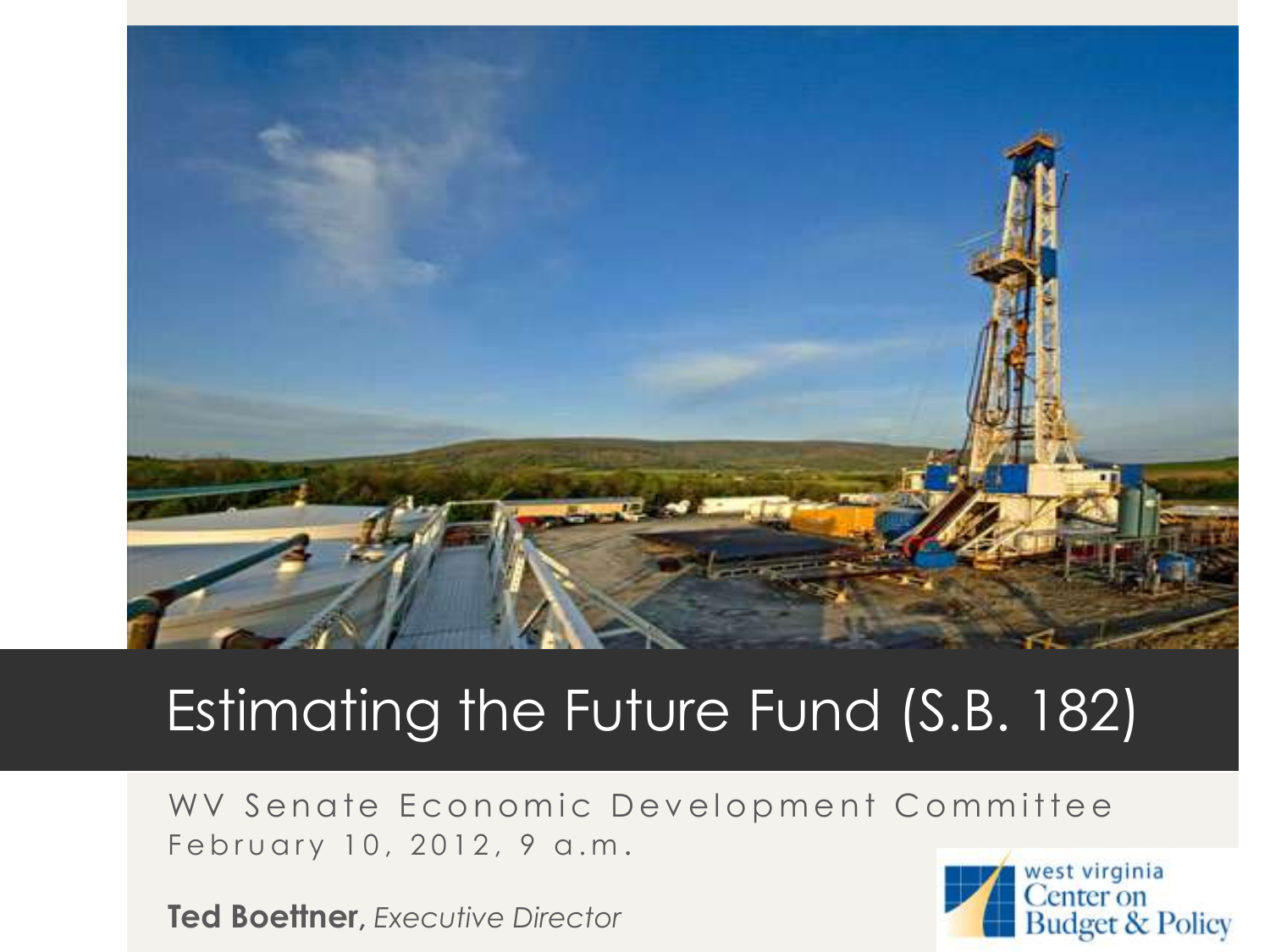# Estimating the Future Fund (S.B. 182)

WV Senate Economic Development Committee
February 10, 2012, 9 a.m.

**Ted Boettner,** *Executive Director*

west virginia Center on Budget & Policy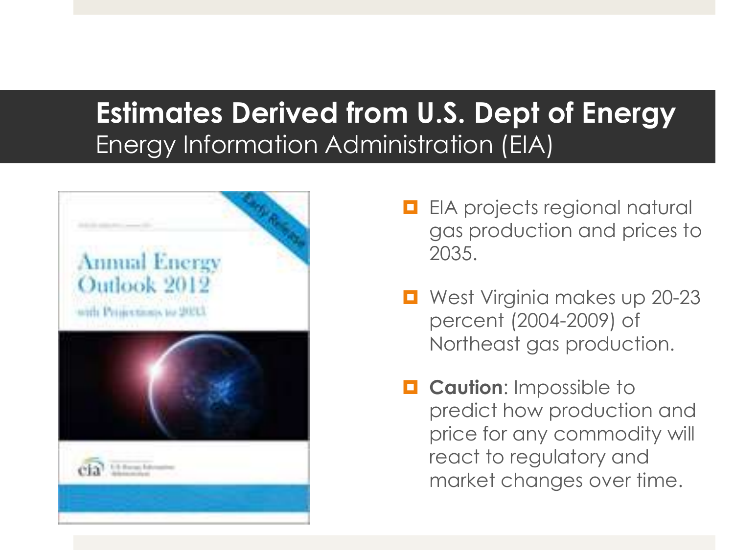# Estimates Derived from U.S. Dept of Energy

## Energy Information Administration (EIA)

- EIA projects regional natural gas production and prices to 2035.
- West Virginia makes up 20-23 percent (2004-2009) of Northeast gas production.
- **Caution**: Impossible to predict how production and price for any commodity will react to regulatory and market changes over time.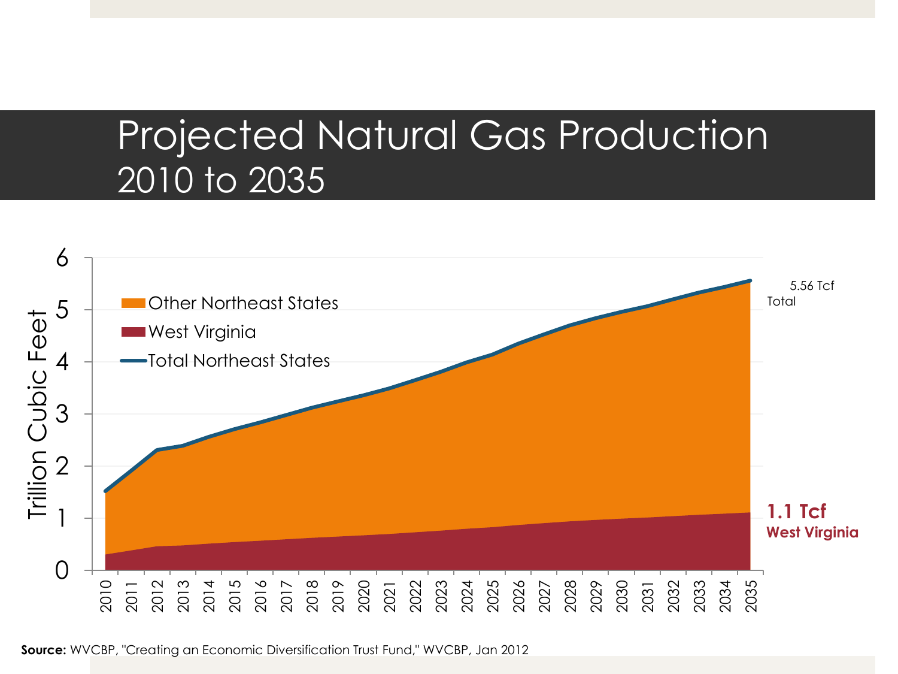# Projected Natural Gas Production
## 2010 to 2035

Trillion Cubic Feet

- Other Northeast States
- West Virginia
- Total Northeast States

5.56 Tcf Total

**1.1 Tcf West Virginia**

**Source:** WVCBP, "Creating an Economic Diversification Trust Fund," WVCBP, Jan 2012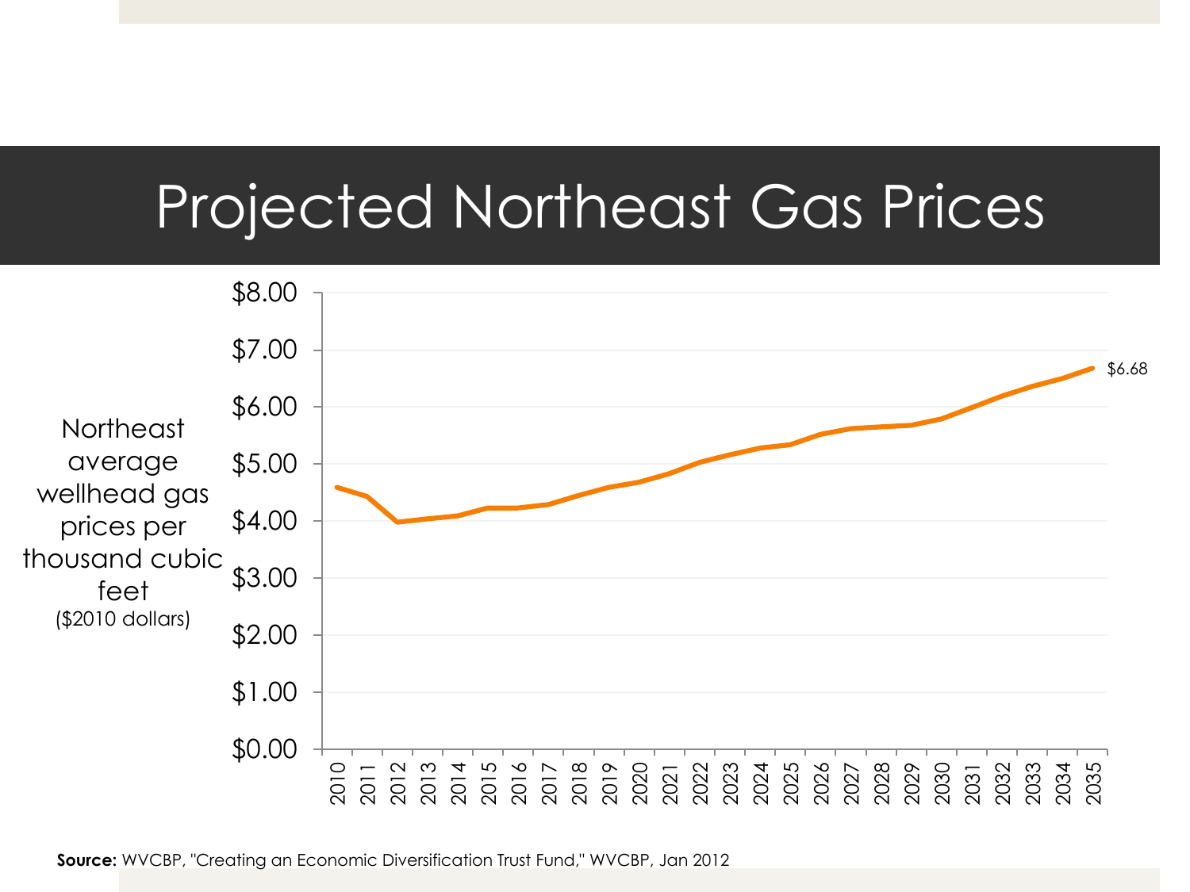# Projected Northeast Gas Prices

Northeast average wellhead gas prices per thousand cubic feet ($2010 dollars)

$8.00
$7.00
$6.00
$5.00
$4.00
$3.00
$2.00
$1.00
$0.00

$6.68

2010 2011 2012 2013 2014 2015 2016 2017 2018 2019 2020 2021 2022 2023 2024 2025 2026 2027 2028 2029 2030 2031 2032 2033 2034 2035

**Source:** WVCBP, "Creating an Economic Diversification Trust Fund," WVCBP, Jan 2012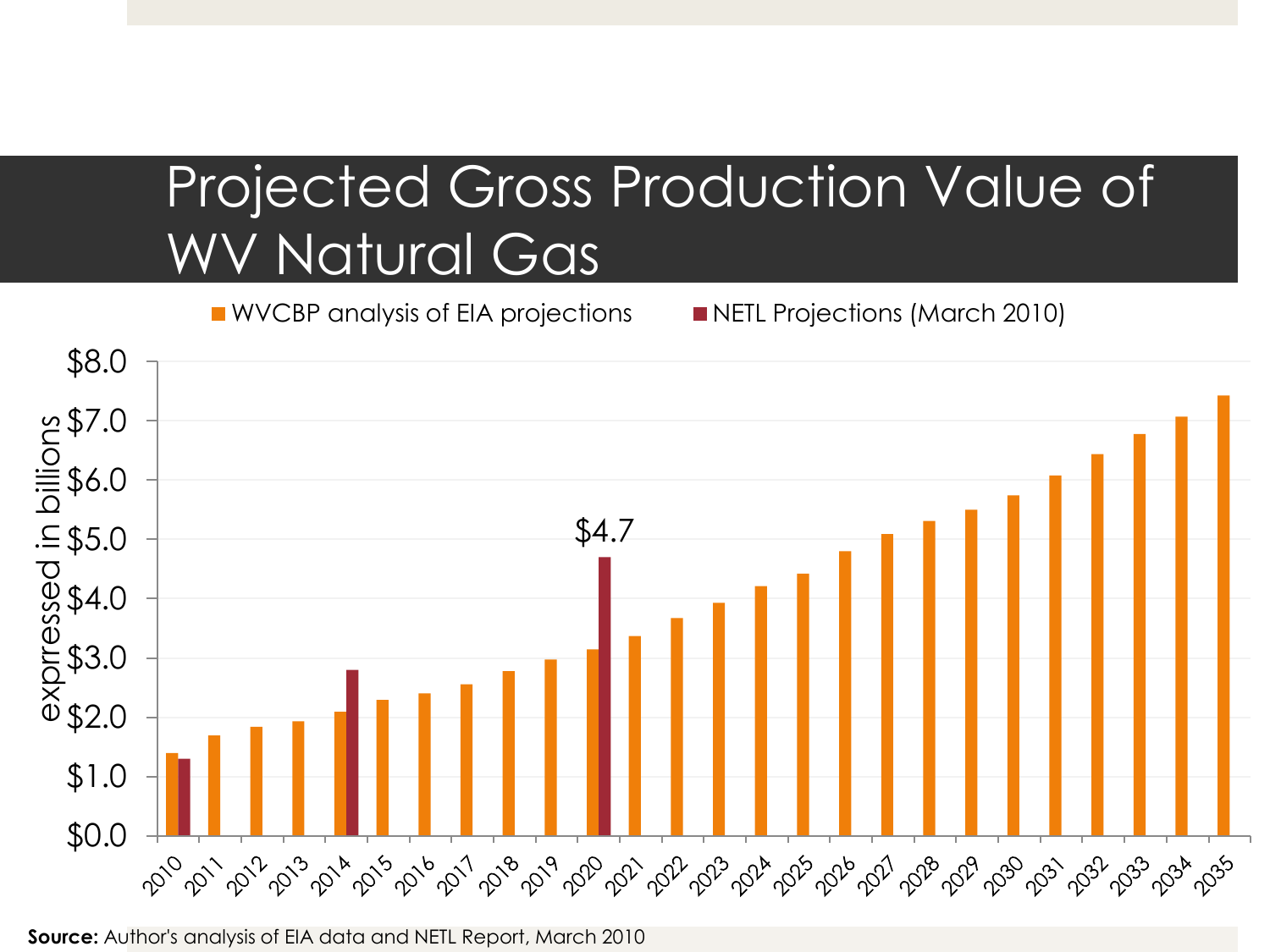# Projected Gross Production Value of WV Natural Gas

■ WVCBP analysis of EIA projections ■ NETL Projections (March 2010)

expressed in billions

$8.0
$7.0
$6.0
$5.0
$4.0
$3.0
$2.0
$1.0
$0.0

$4.7

2010 2011 2012 2013 2014 2015 2016 2017 2018 2019 2020 2021 2022 2023 2024 2025 2026 2027 2028 2029 2030 2031 2032 2033 2034 2035

**Source:** Author's analysis of EIA data and NETL Report, March 2010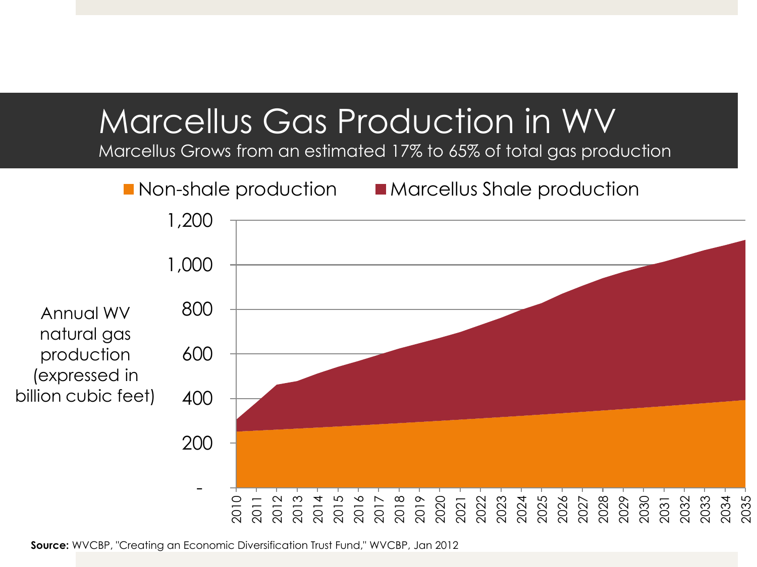# Marcellus Gas Production in WV

Marcellus Grows from an estimated 17% to 65% of total gas production

■ Non-shale production ■ Marcellus Shale production

Annual WV natural gas production (expressed in billion cubic feet)

1,200
1,000
800
600
400
200
-

2010 2011 2012 2013 2014 2015 2016 2017 2018 2019 2020 2021 2022 2023 2024 2025 2026 2027 2028 2029 2030 2031 2032 2033 2034 2035

**Source:** WVCBP, "Creating an Economic Diversification Trust Fund," WVCBP, Jan 2012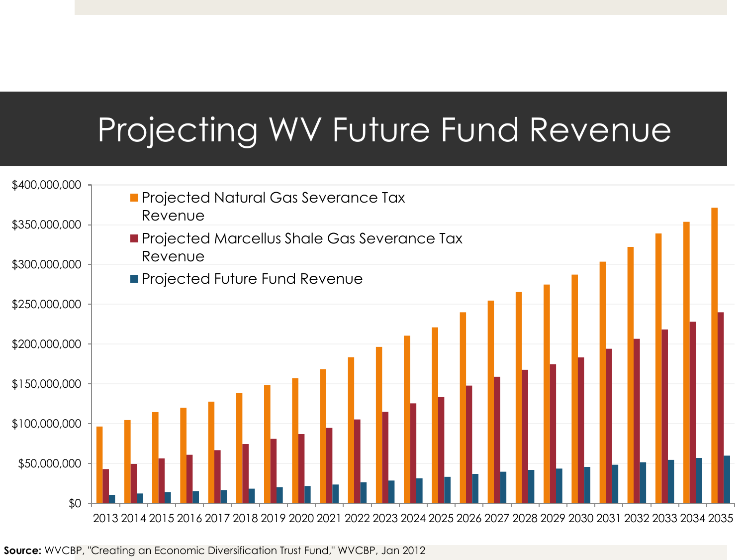# Projecting WV Future Fund Revenue

**Source:** WVCBP, "Creating an Economic Diversification Trust Fund," WVCBP, Jan 2012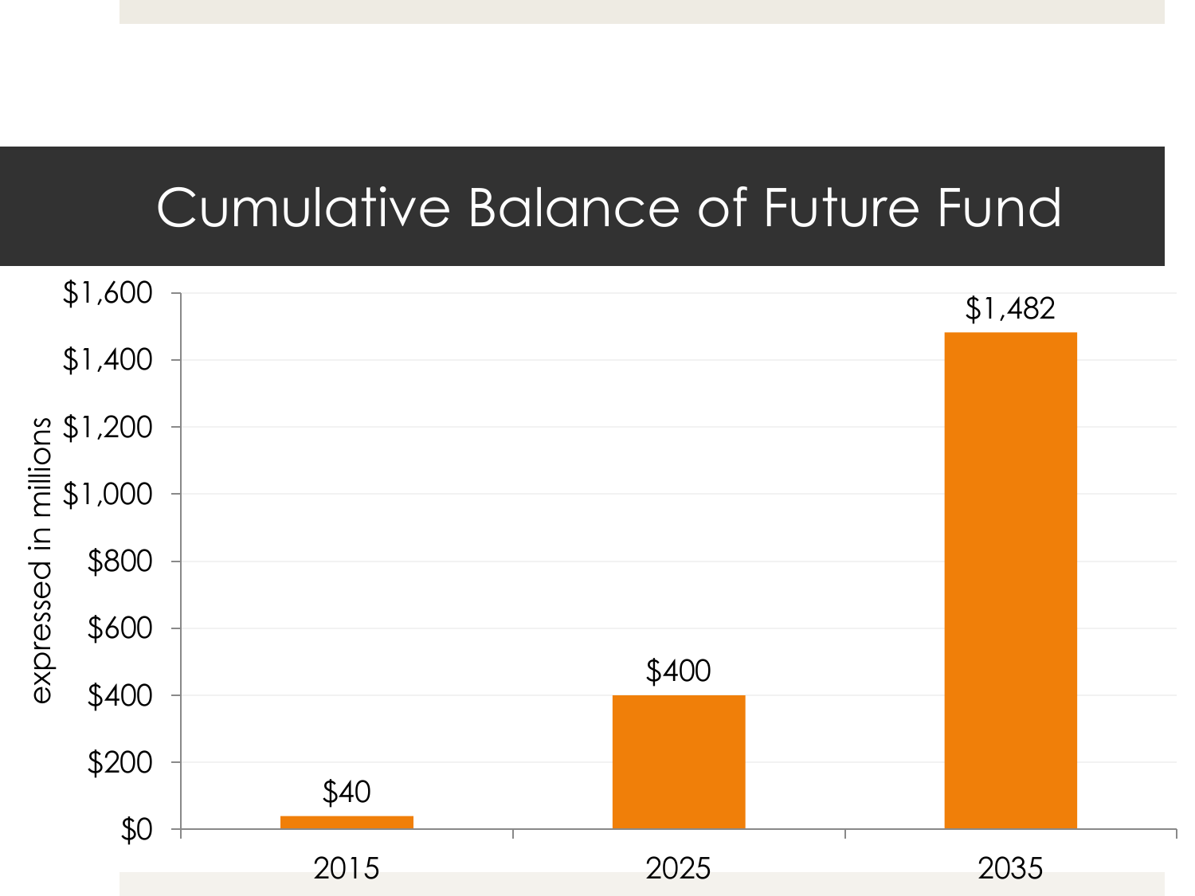# Cumulative Balance of Future Fund

*expressed in millions*

| Year | Balance |
|---|---|
| 2015 | $40 |
| 2025 | $400 |
| 2035 | $1,482 |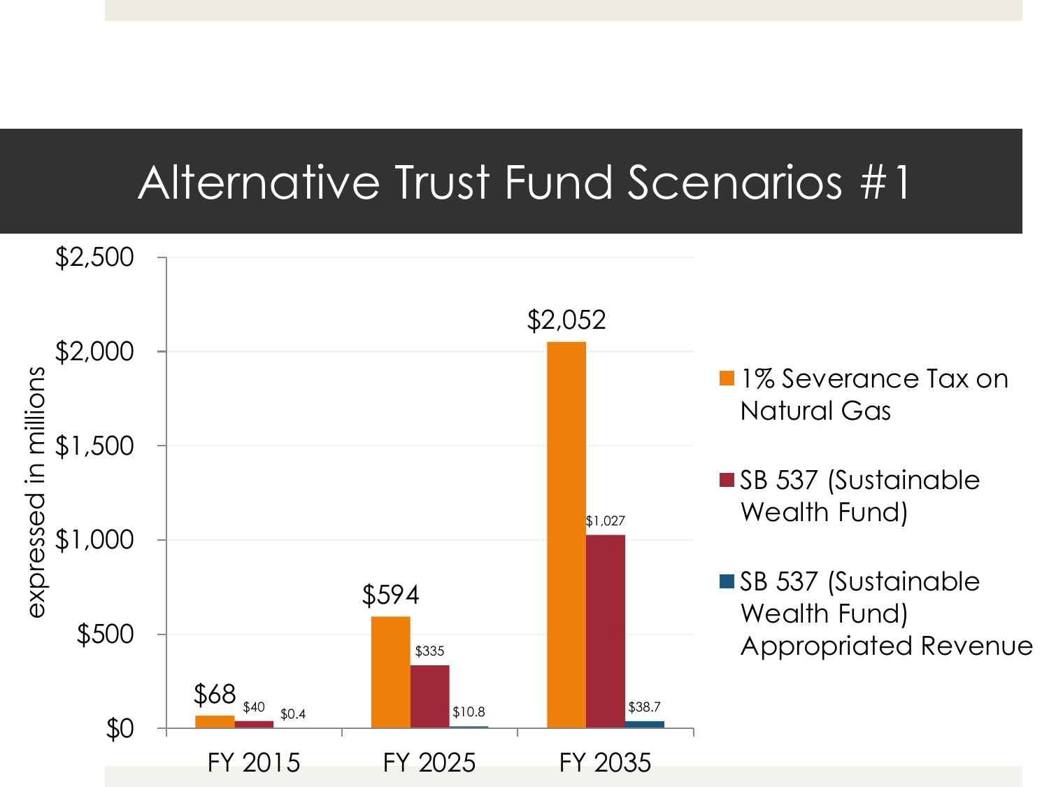# Alternative Trust Fund Scenarios #1

expressed in millions

| | 1% Severance Tax on Natural Gas | SB 537 (Sustainable Wealth Fund) | SB 537 (Sustainable Wealth Fund) Appropriated Revenue |
|---|---|---|---|
| FY 2015 | $68 | $40 | $0.4 |
| FY 2025 | $594 | $335 | $10.8 |
| FY 2035 | $2,052 | $1,027 | $38.7 |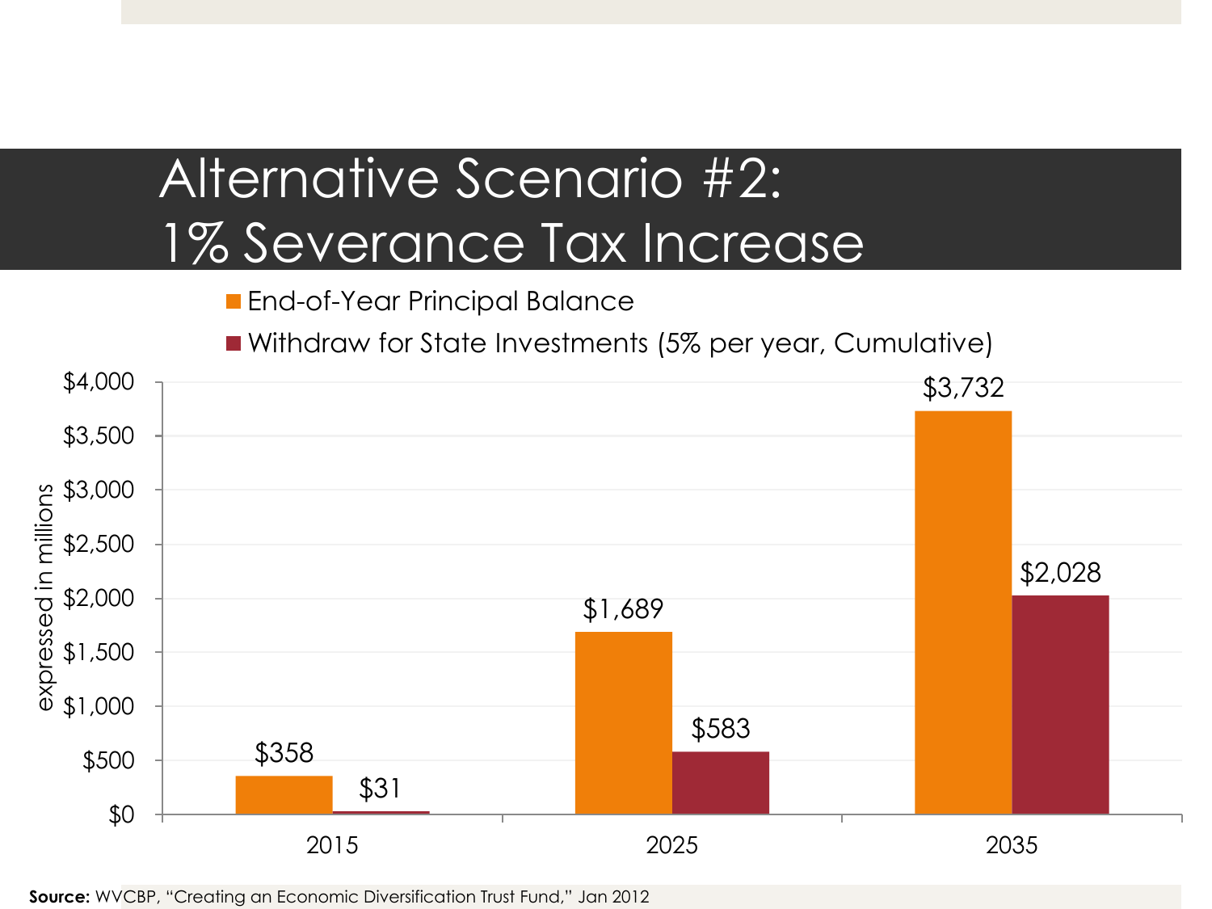# Alternative Scenario #2: 1% Severance Tax Increase

expressed in millions

| Year | End-of-Year Principal Balance | Withdraw for State Investments (5% per year, Cumulative) |
|---|---|---|
| 2015 | $358 | $31 |
| 2025 | $1,689 | $583 |
| 2035 | $3,732 | $2,028 |

**Source:** WVCBP, "Creating an Economic Diversification Trust Fund," Jan 2012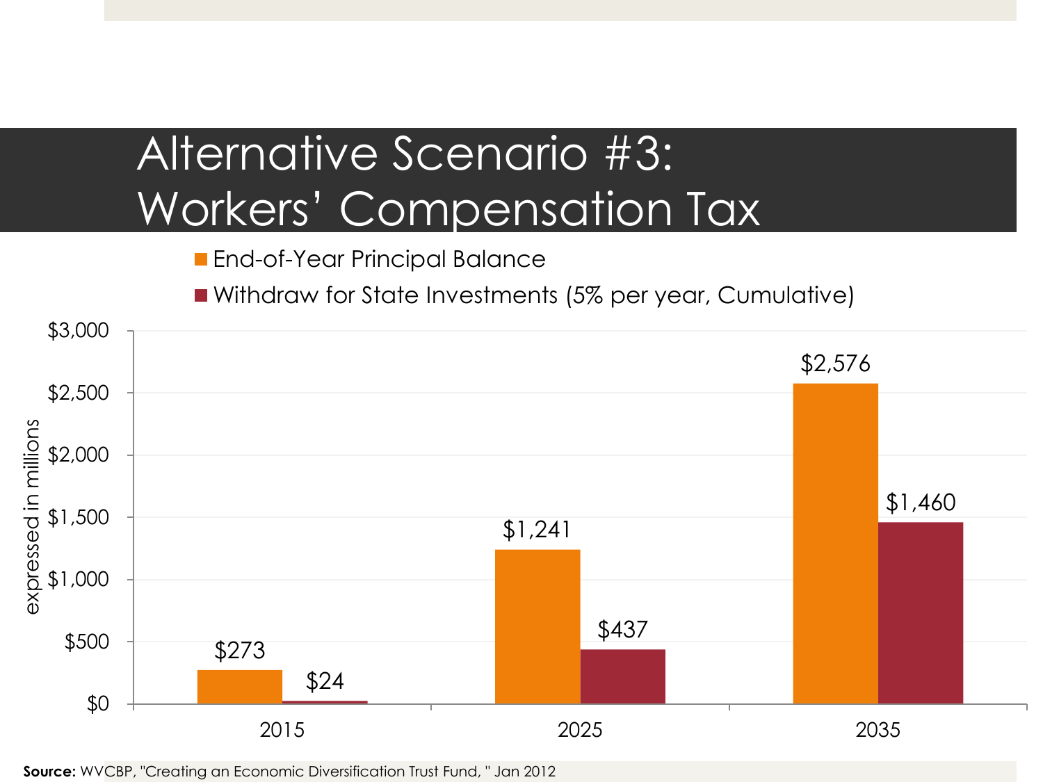# Alternative Scenario #3: Workers' Compensation Tax

| | End-of-Year Principal Balance | Withdraw for State Investments (5% per year, Cumulative) |
|---|---|---|
| 2015 | $273 | $24 |
| 2025 | $1,241 | $437 |
| 2035 | $2,576 | $1,460 |

expressed in millions

**Source:** WVCBP, "Creating an Economic Diversification Trust Fund, " Jan 2012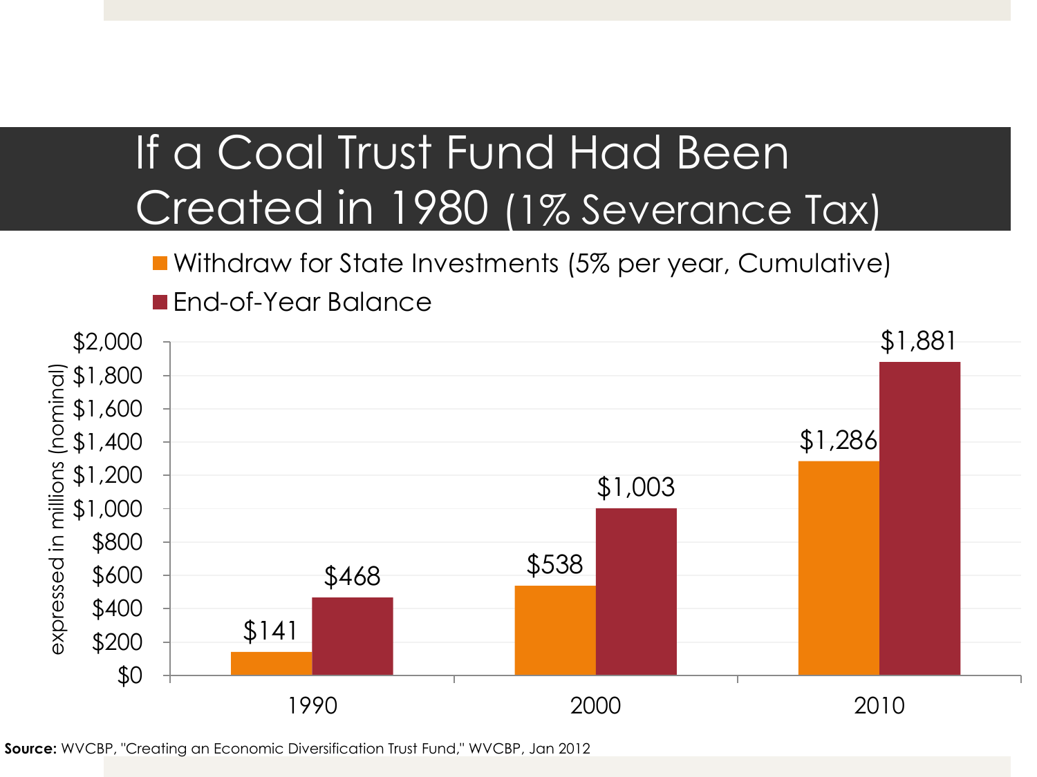# If a Coal Trust Fund Had Been Created in 1980 (1% Severance Tax)

| Year | Withdraw for State Investments (5% per year, Cumulative) | End-of-Year Balance |
| --- | --- | --- |
| 1990 | $141 | $468 |
| 2000 | $538 | $1,003 |
| 2010 | $1,286 | $1,881 |

expressed in millions (nominal)

**Source:** WVCBP, "Creating an Economic Diversification Trust Fund," WVCBP, Jan 2012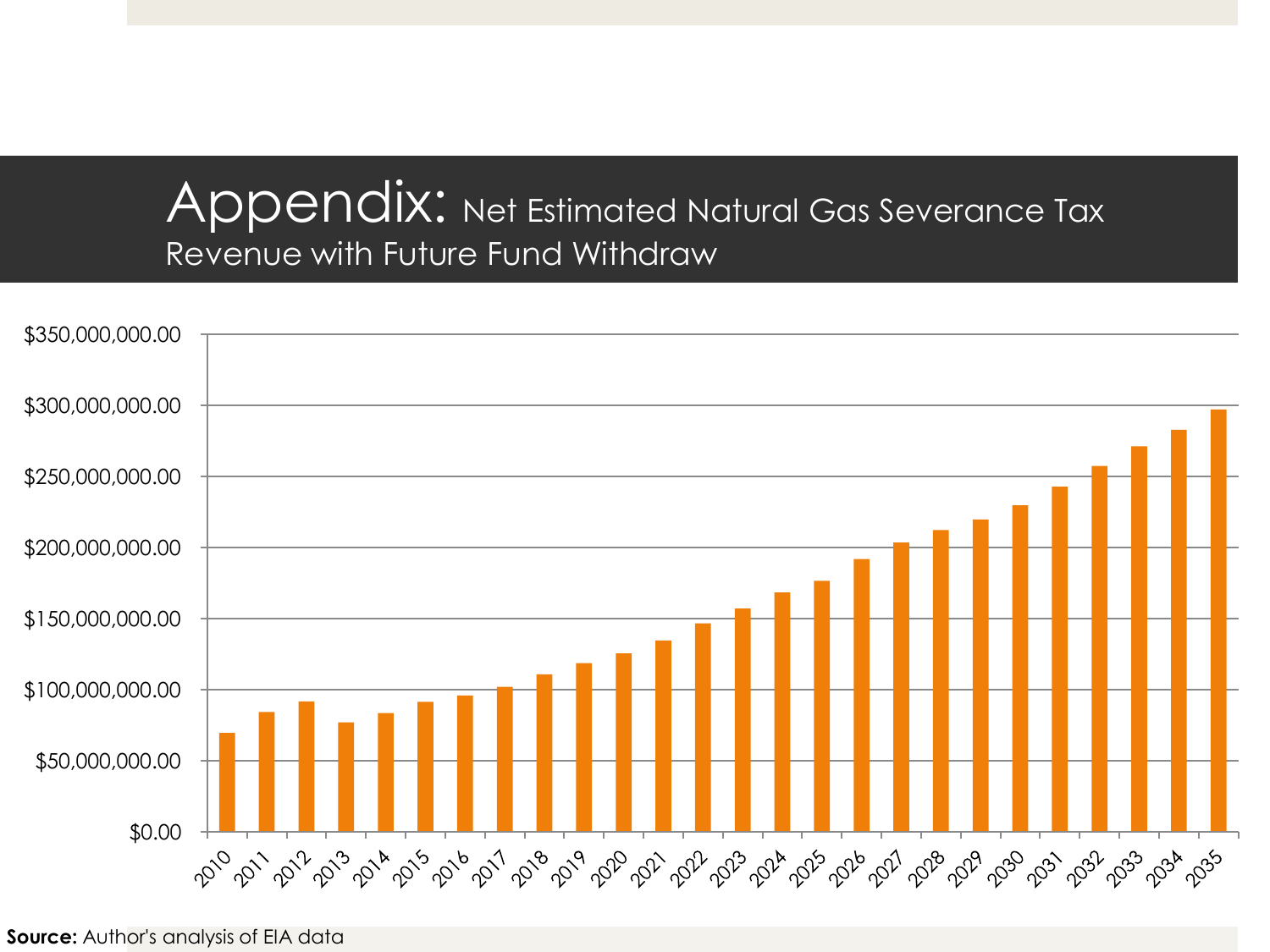# Appendix: Net Estimated Natural Gas Severance Tax Revenue with Future Fund Withdraw

$350,000,000.00
$300,000,000.00
$250,000,000.00
$200,000,000.00
$150,000,000.00
$100,000,000.00
$50,000,000.00
$0.00

2010 2011 2012 2013 2014 2015 2016 2017 2018 2019 2020 2021 2022 2023 2024 2025 2026 2027 2028 2029 2030 2031 2032 2033 2034 2035

**Source:** Author's analysis of EIA data